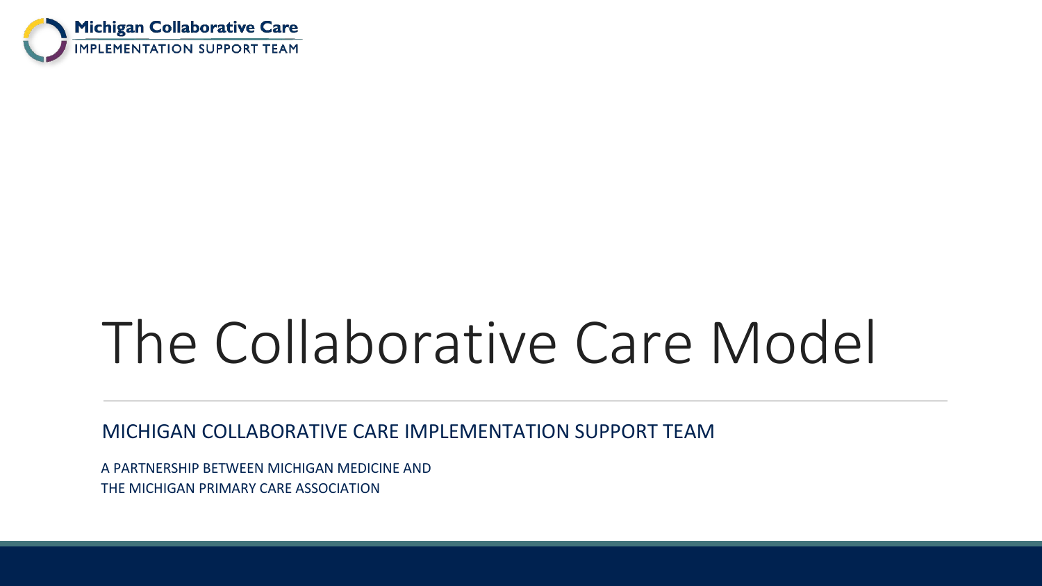Michigan Collaborative Care
IMPLEMENTATION SUPPORT TEAM

# The Collaborative Care Model

MICHIGAN COLLABORATIVE CARE IMPLEMENTATION SUPPORT TEAM

A PARTNERSHIP BETWEEN MICHIGAN MEDICINE AND
THE MICHIGAN PRIMARY CARE ASSOCIATION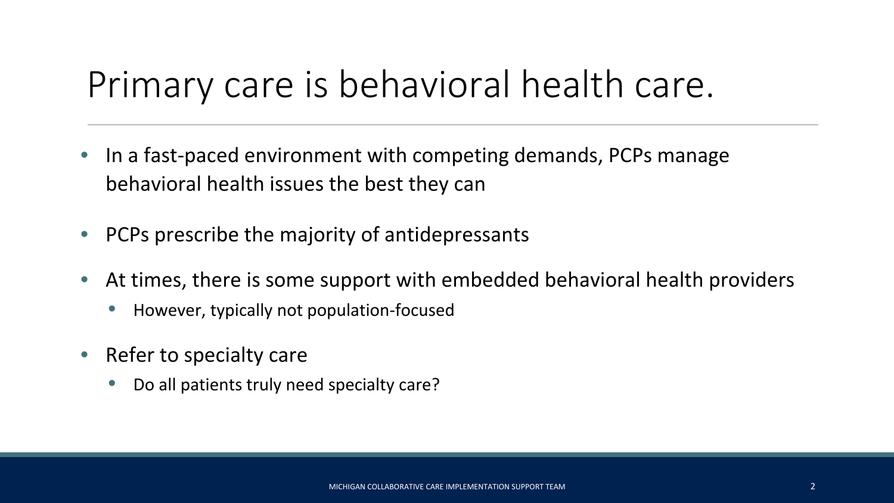# Primary care is behavioral health care.

- In a fast-paced environment with competing demands, PCPs manage behavioral health issues the best they can
- PCPs prescribe the majority of antidepressants
- At times, there is some support with embedded behavioral health providers
  - However, typically not population-focused
- Refer to specialty care
  - Do all patients truly need specialty care?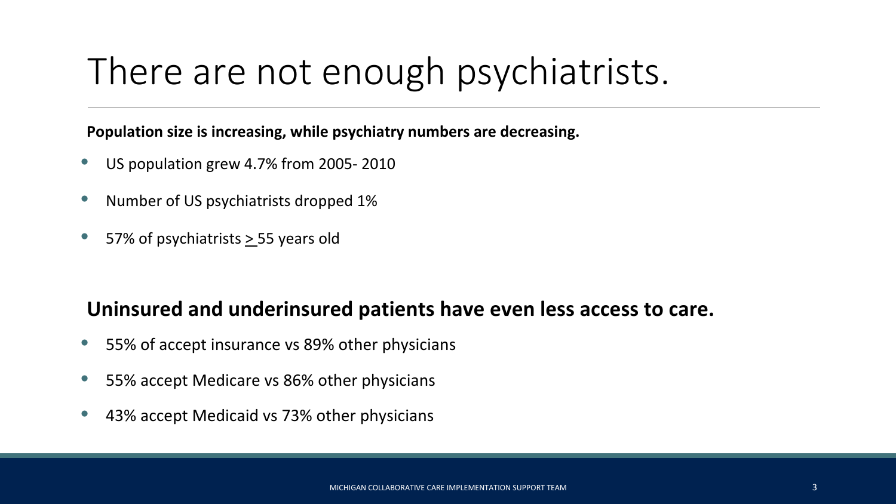# There are not enough psychiatrists.

**Population size is increasing, while psychiatry numbers are decreasing.**

- US population grew 4.7% from 2005- 2010
- Number of US psychiatrists dropped 1%
- 57% of psychiatrists $\geq$ 55 years old

## Uninsured and underinsured patients have even less access to care.

- 55% of accept insurance vs 89% other physicians
- 55% accept Medicare vs 86% other physicians
- 43% accept Medicaid vs 73% other physicians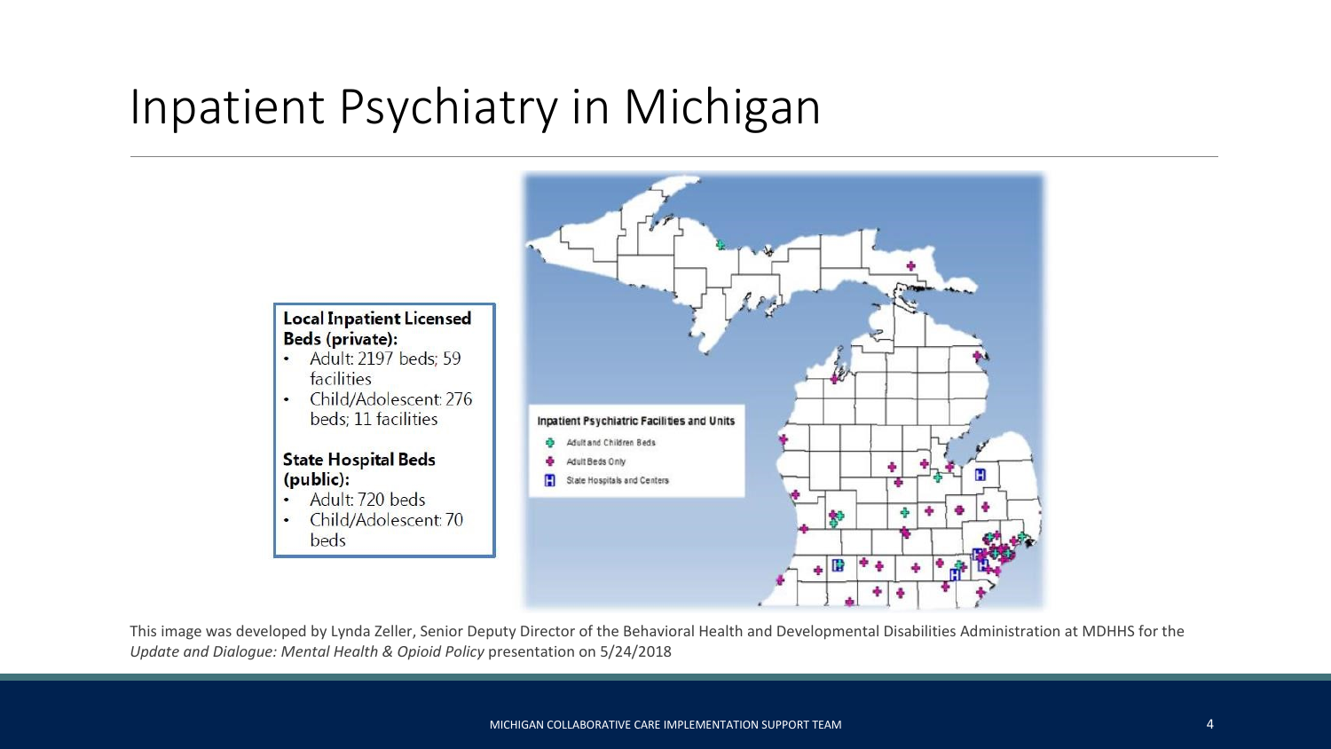# Inpatient Psychiatry in Michigan

**Local Inpatient Licensed Beds (private):**

- Adult: 2197 beds; 59 facilities
- Child/Adolescent: 276 beds; 11 facilities

**State Hospital Beds (public):**

- Adult: 720 beds
- Child/Adolescent: 70 beds

Inpatient Psychiatric Facilities and Units

- Adult and Children Beds
- Adult Beds Only
- State Hospitals and Centers

This image was developed by Lynda Zeller, Senior Deputy Director of the Behavioral Health and Developmental Disabilities Administration at MDHHS for the *Update and Dialogue: Mental Health & Opioid Policy* presentation on 5/24/2018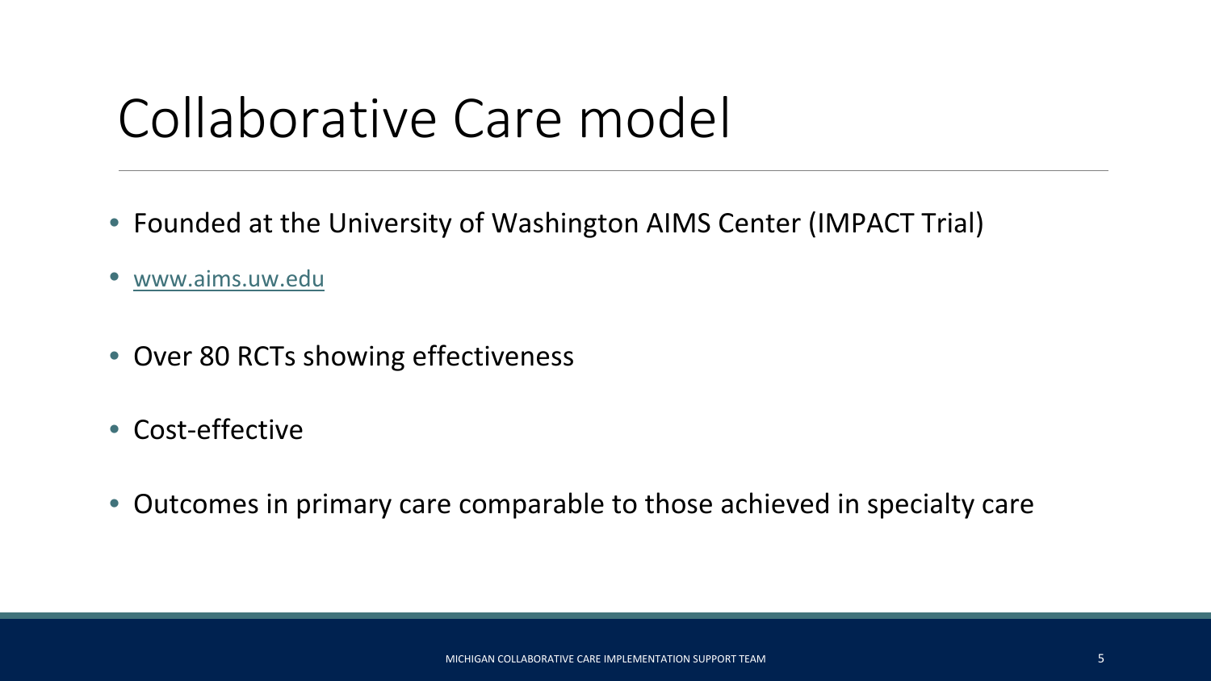# Collaborative Care model

- Founded at the University of Washington AIMS Center (IMPACT Trial)
- www.aims.uw.edu
- Over 80 RCTs showing effectiveness
- Cost-effective
- Outcomes in primary care comparable to those achieved in specialty care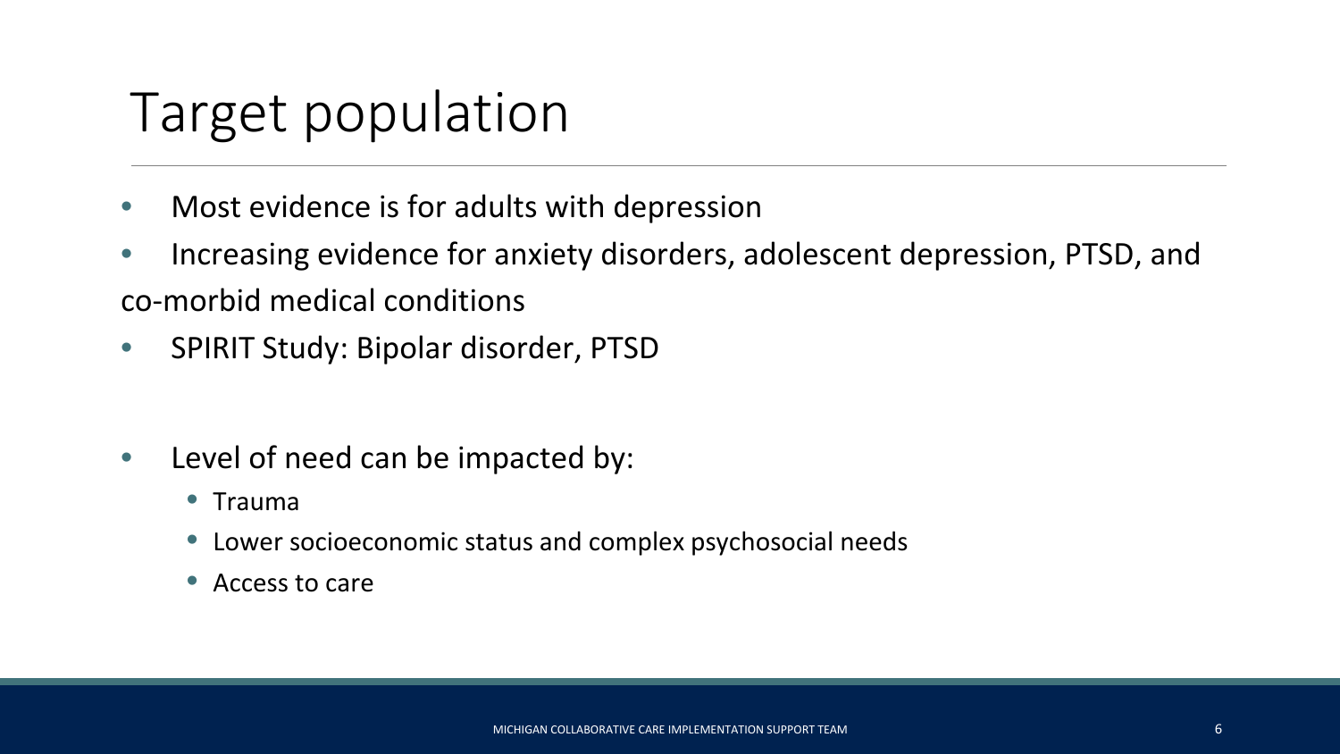# Target population

- Most evidence is for adults with depression
- Increasing evidence for anxiety disorders, adolescent depression, PTSD, and co-morbid medical conditions
- SPIRIT Study: Bipolar disorder, PTSD

- Level of need can be impacted by:
  - Trauma
  - Lower socioeconomic status and complex psychosocial needs
  - Access to care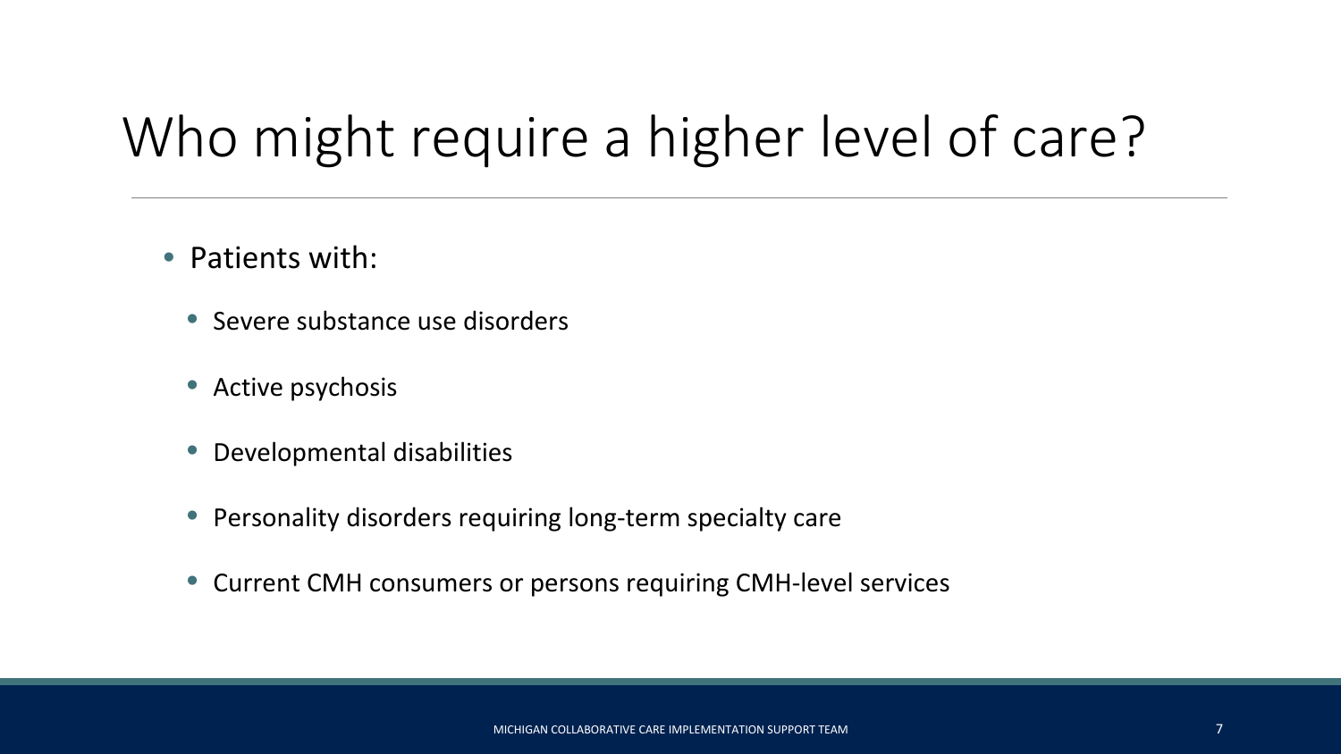# Who might require a higher level of care?

- Patients with:
  - Severe substance use disorders
  - Active psychosis
  - Developmental disabilities
  - Personality disorders requiring long-term specialty care
  - Current CMH consumers or persons requiring CMH-level services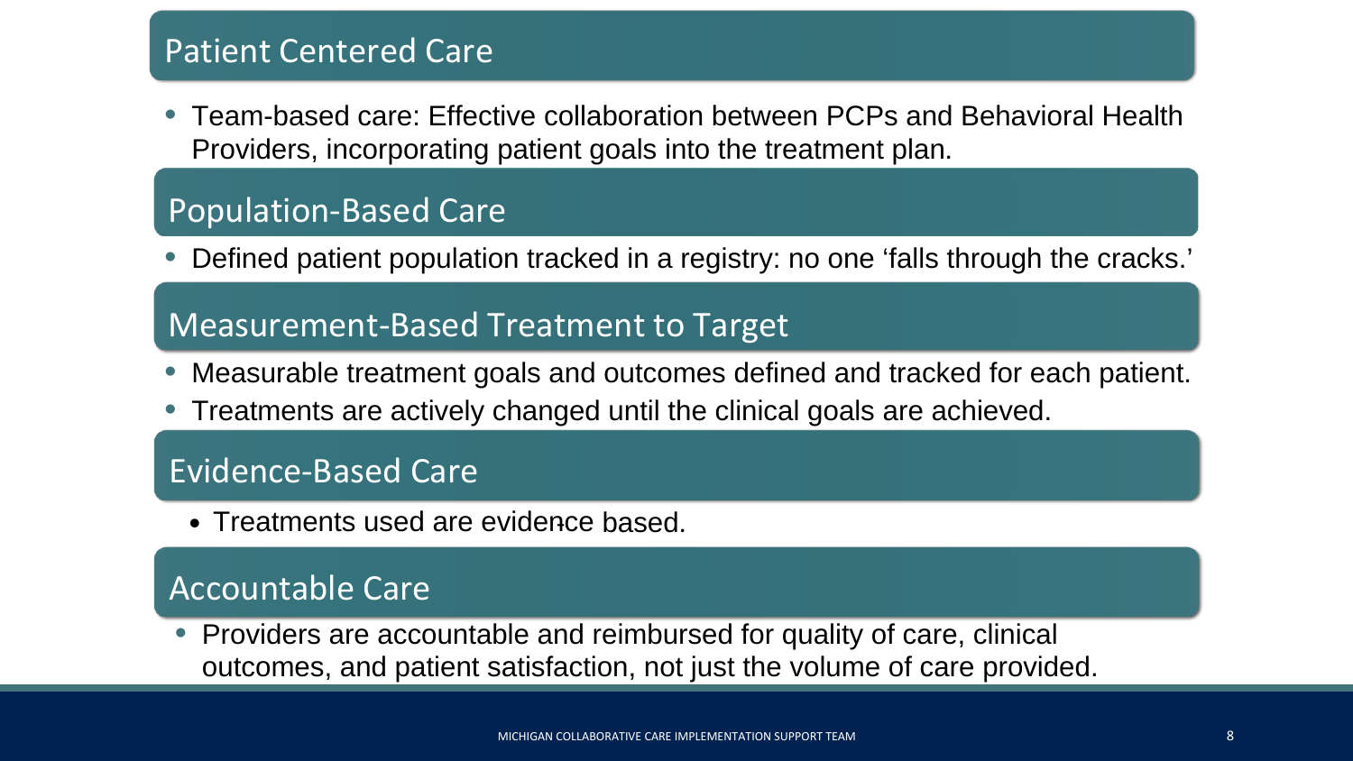## Patient Centered Care

- Team-based care: Effective collaboration between PCPs and Behavioral Health Providers, incorporating patient goals into the treatment plan.

## Population-Based Care

- Defined patient population tracked in a registry: no one 'falls through the cracks.'

## Measurement-Based Treatment to Target

- Measurable treatment goals and outcomes defined and tracked for each patient.
- Treatments are actively changed until the clinical goals are achieved.

## Evidence-Based Care

- Treatments used are evidence based.

## Accountable Care

- Providers are accountable and reimbursed for quality of care, clinical outcomes, and patient satisfaction, not just the volume of care provided.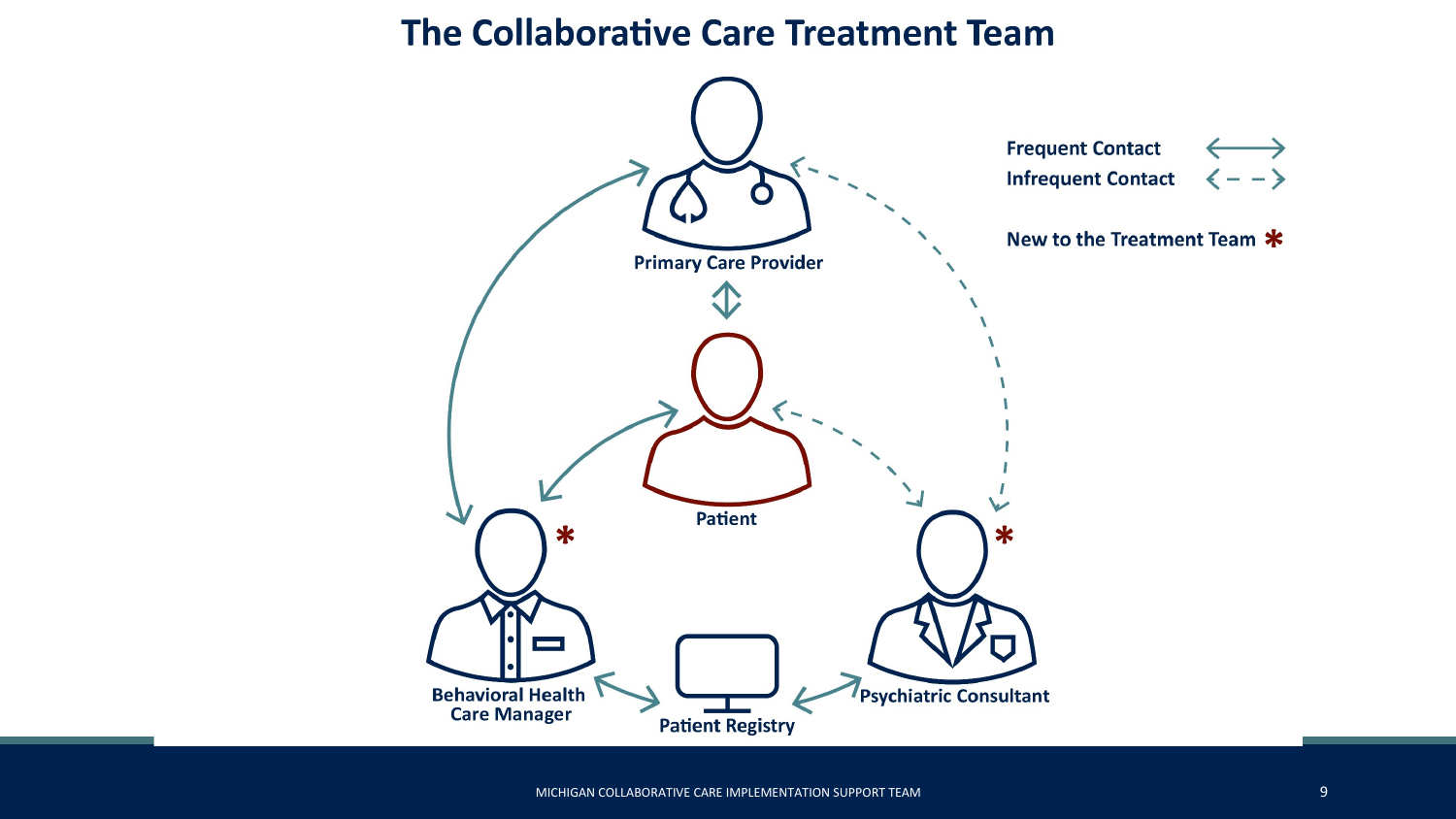# The Collaborative Care Treatment Team

Primary Care Provider

Patient

Behavioral Health Care Manager *

Patient Registry

Psychiatric Consultant *

Frequent Contact ⟷

Infrequent Contact ⇠ ⇢

New to the Treatment Team *

MICHIGAN COLLABORATIVE CARE IMPLEMENTATION SUPPORT TEAM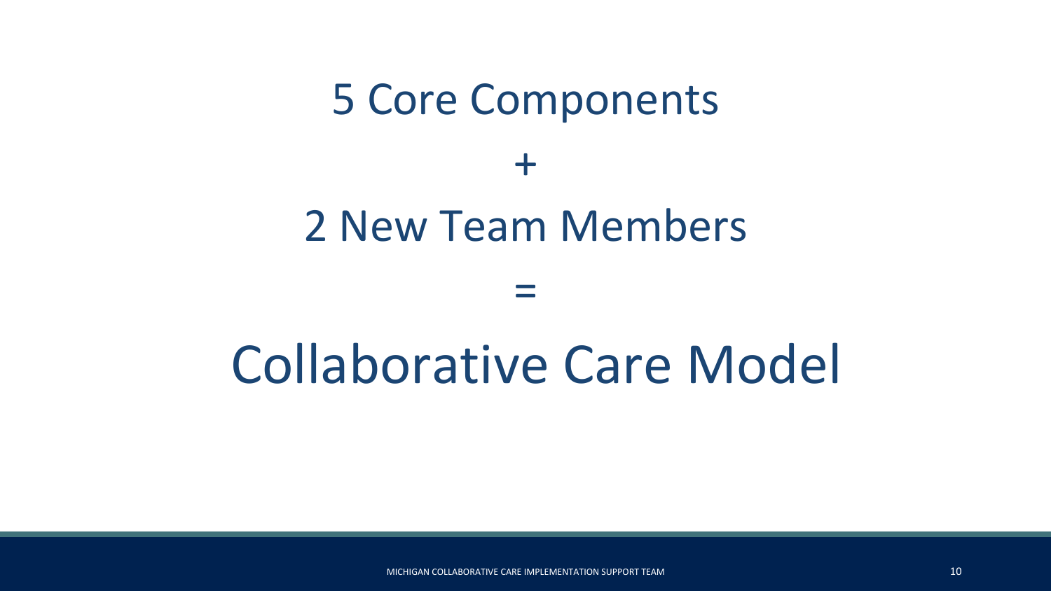5 Core Components

+

2 New Team Members

=

Collaborative Care Model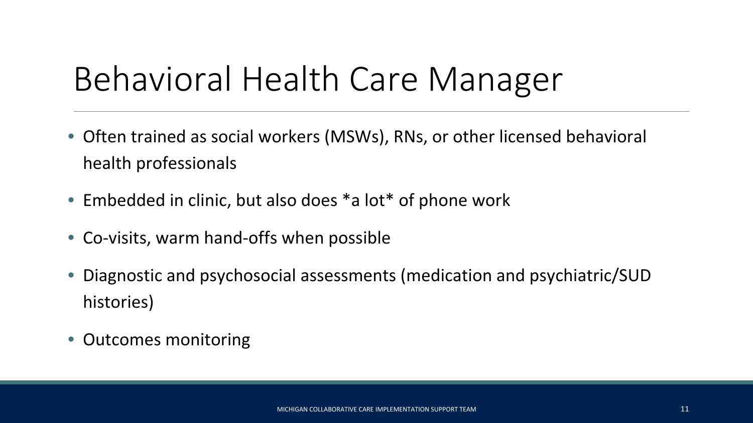# Behavioral Health Care Manager

- Often trained as social workers (MSWs), RNs, or other licensed behavioral health professionals
- Embedded in clinic, but also does *a lot* of phone work
- Co-visits, warm hand-offs when possible
- Diagnostic and psychosocial assessments (medication and psychiatric/SUD histories)
- Outcomes monitoring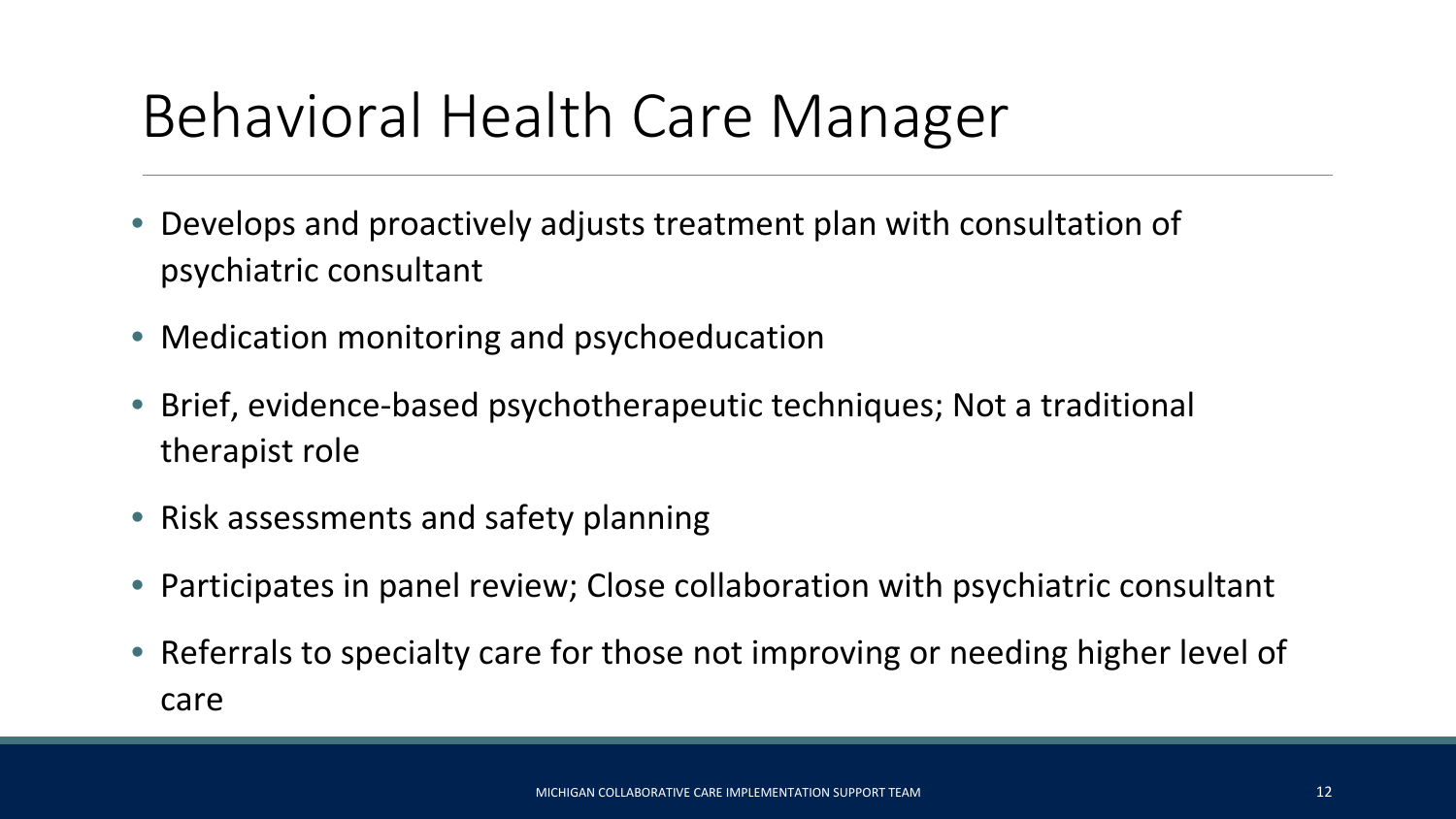# Behavioral Health Care Manager

- Develops and proactively adjusts treatment plan with consultation of psychiatric consultant
- Medication monitoring and psychoeducation
- Brief, evidence-based psychotherapeutic techniques; Not a traditional therapist role
- Risk assessments and safety planning
- Participates in panel review; Close collaboration with psychiatric consultant
- Referrals to specialty care for those not improving or needing higher level of care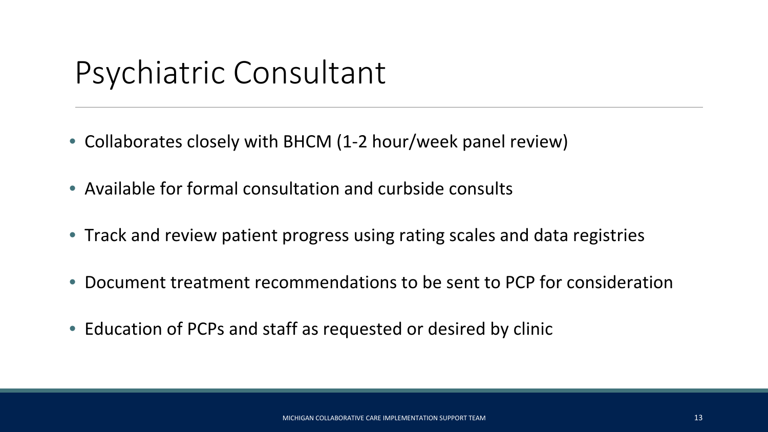# Psychiatric Consultant

- Collaborates closely with BHCM (1-2 hour/week panel review)
- Available for formal consultation and curbside consults
- Track and review patient progress using rating scales and data registries
- Document treatment recommendations to be sent to PCP for consideration
- Education of PCPs and staff as requested or desired by clinic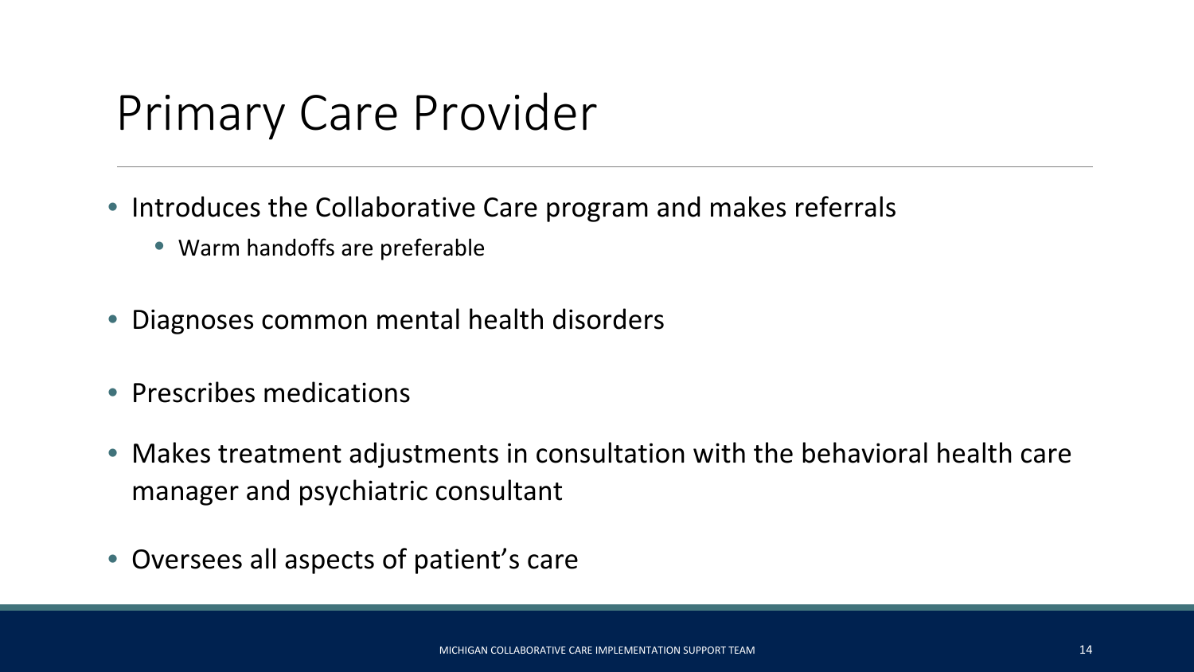# Primary Care Provider

- Introduces the Collaborative Care program and makes referrals
  - Warm handoffs are preferable
- Diagnoses common mental health disorders
- Prescribes medications
- Makes treatment adjustments in consultation with the behavioral health care manager and psychiatric consultant
- Oversees all aspects of patient's care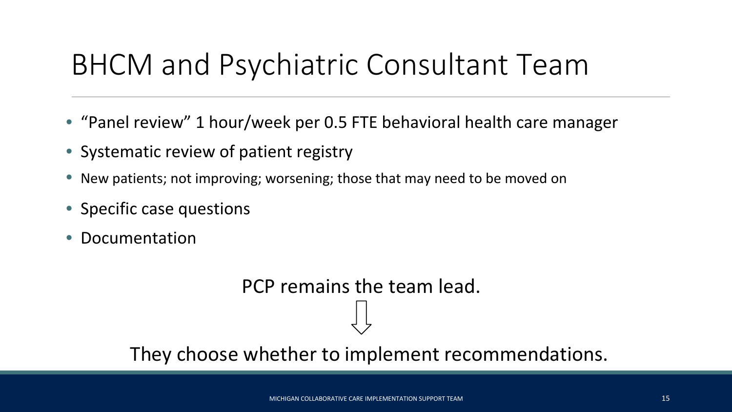# BHCM and Psychiatric Consultant Team

- "Panel review" 1 hour/week per 0.5 FTE behavioral health care manager
- Systematic review of patient registry
- New patients; not improving; worsening; those that may need to be moved on
- Specific case questions
- Documentation

PCP remains the team lead.

⇩

They choose whether to implement recommendations.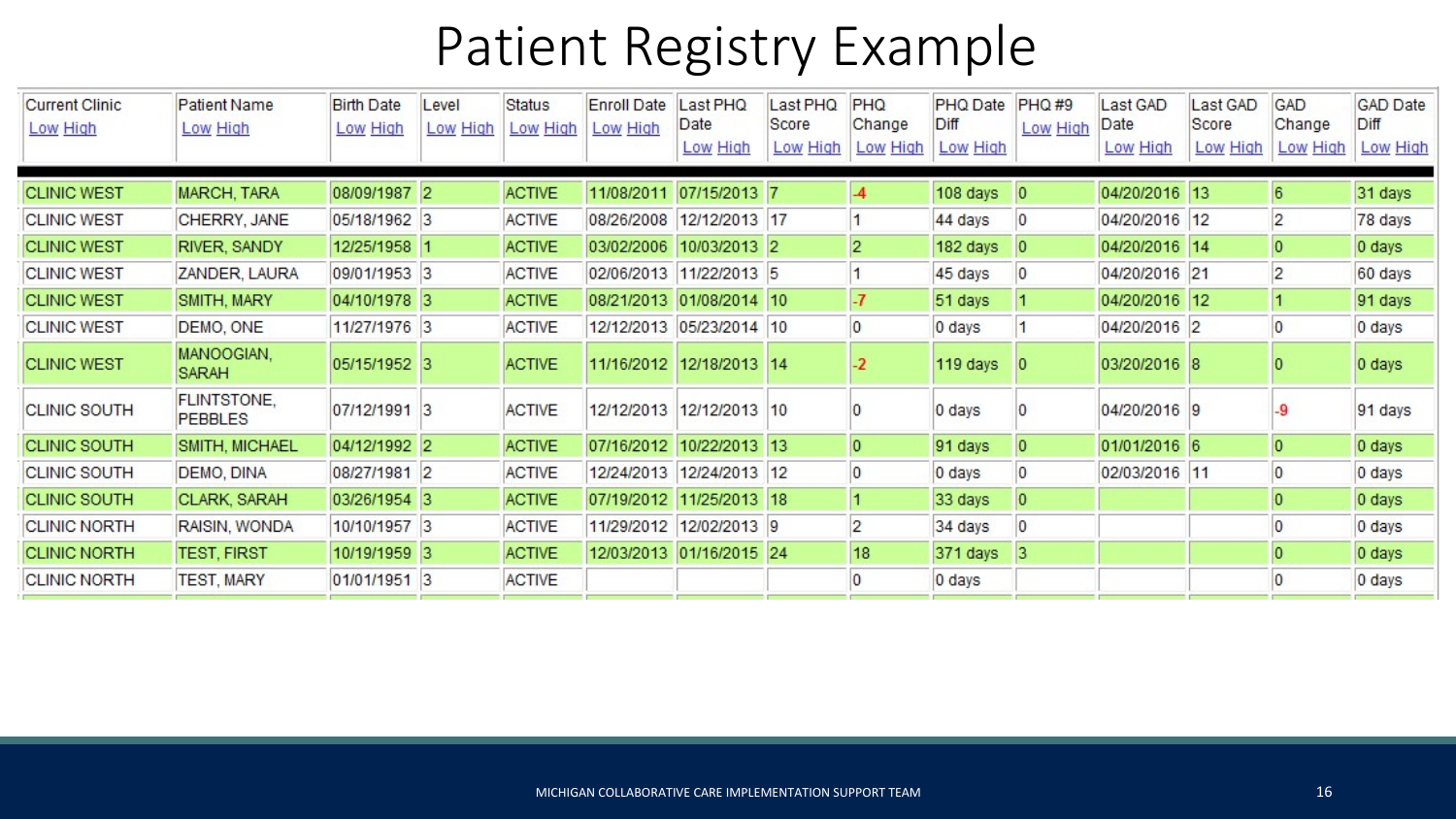# Patient Registry Example

| Current Clinic Low High | Patient Name Low High | Birth Date Low High | Level Low High | Status Low High | Enroll Date Low High | Last PHQ Date Low High | Last PHQ Score Low High | PHQ Change Low High | PHQ Date Diff Low High | PHQ #9 Low High | Last GAD Date Low High | Last GAD Score Low High | GAD Change Low High | GAD Date Diff Low High |
|---|---|---|---|---|---|---|---|---|---|---|---|---|---|---|
| CLINIC WEST | MARCH, TARA | 08/09/1987 | 2 | ACTIVE | 11/08/2011 | 07/15/2013 | 7 | -4 | 108 days | 0 | 04/20/2016 | 13 | 6 | 31 days |
| CLINIC WEST | CHERRY, JANE | 05/18/1962 | 3 | ACTIVE | 08/26/2008 | 12/12/2013 | 17 | 1 | 44 days | 0 | 04/20/2016 | 12 | 2 | 78 days |
| CLINIC WEST | RIVER, SANDY | 12/25/1958 | 1 | ACTIVE | 03/02/2006 | 10/03/2013 | 2 | 2 | 182 days | 0 | 04/20/2016 | 14 | 0 | 0 days |
| CLINIC WEST | ZANDER, LAURA | 09/01/1953 | 3 | ACTIVE | 02/06/2013 | 11/22/2013 | 5 | 1 | 45 days | 0 | 04/20/2016 | 21 | 2 | 60 days |
| CLINIC WEST | SMITH, MARY | 04/10/1978 | 3 | ACTIVE | 08/21/2013 | 01/08/2014 | 10 | -7 | 51 days | 1 | 04/20/2016 | 12 | 1 | 91 days |
| CLINIC WEST | DEMO, ONE | 11/27/1976 | 3 | ACTIVE | 12/12/2013 | 05/23/2014 | 10 | 0 | 0 days | 1 | 04/20/2016 | 2 | 0 | 0 days |
| CLINIC WEST | MANOOGIAN, SARAH | 05/15/1952 | 3 | ACTIVE | 11/16/2012 | 12/18/2013 | 14 | -2 | 119 days | 0 | 03/20/2016 | 8 | 0 | 0 days |
| CLINIC SOUTH | FLINTSTONE, PEBBLES | 07/12/1991 | 3 | ACTIVE | 12/12/2013 | 12/12/2013 | 10 | 0 | 0 days | 0 | 04/20/2016 | 9 | -9 | 91 days |
| CLINIC SOUTH | SMITH, MICHAEL | 04/12/1992 | 2 | ACTIVE | 07/16/2012 | 10/22/2013 | 13 | 0 | 91 days | 0 | 01/01/2016 | 6 | 0 | 0 days |
| CLINIC SOUTH | DEMO, DINA | 08/27/1981 | 2 | ACTIVE | 12/24/2013 | 12/24/2013 | 12 | 0 | 0 days | 0 | 02/03/2016 | 11 | 0 | 0 days |
| CLINIC SOUTH | CLARK, SARAH | 03/26/1954 | 3 | ACTIVE | 07/19/2012 | 11/25/2013 | 18 | 1 | 33 days | 0 | | | 0 | 0 days |
| CLINIC NORTH | RAISIN, WONDA | 10/10/1957 | 3 | ACTIVE | 11/29/2012 | 12/02/2013 | 9 | 2 | 34 days | 0 | | | 0 | 0 days |
| CLINIC NORTH | TEST, FIRST | 10/19/1959 | 3 | ACTIVE | 12/03/2013 | 01/16/2015 | 24 | 18 | 371 days | 3 | | | 0 | 0 days |
| CLINIC NORTH | TEST, MARY | 01/01/1951 | 3 | ACTIVE | | | | 0 | 0 days | | | | 0 | 0 days |

MICHIGAN COLLABORATIVE CARE IMPLEMENTATION SUPPORT TEAM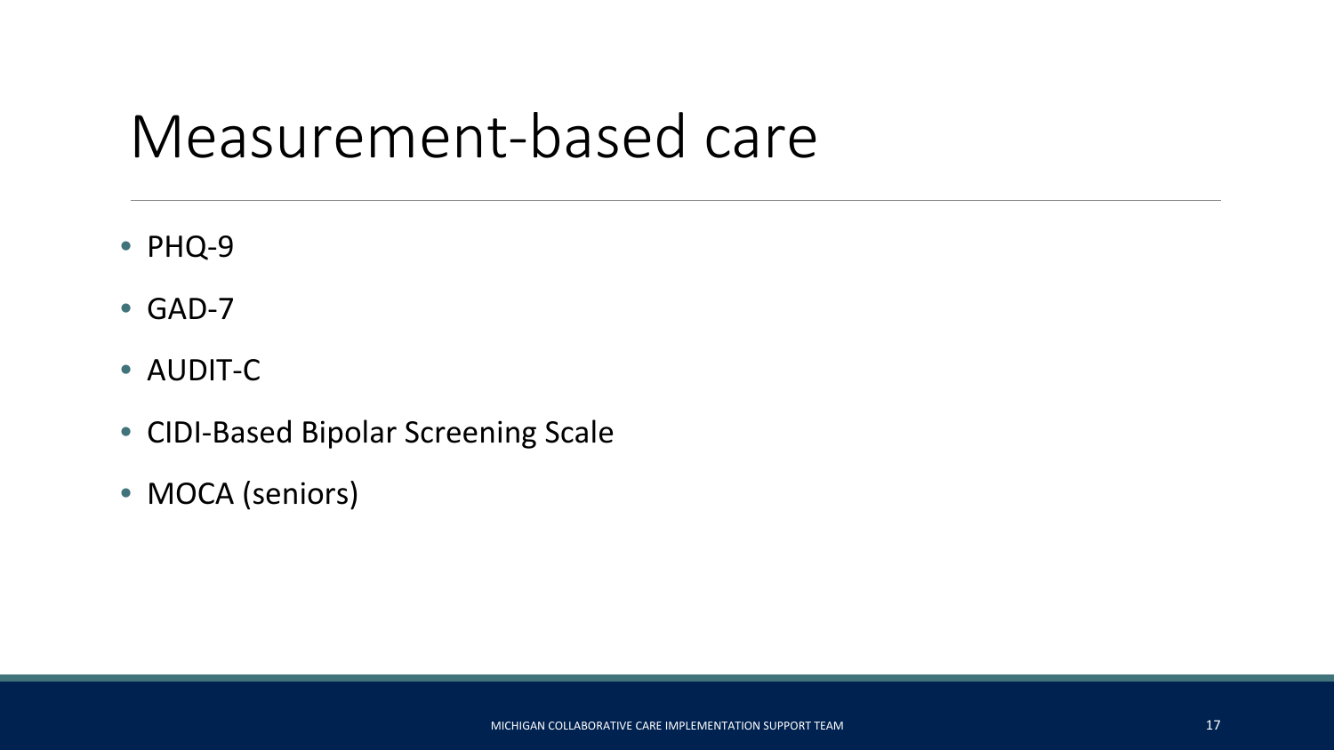# Measurement-based care

- PHQ-9
- GAD-7
- AUDIT-C
- CIDI-Based Bipolar Screening Scale
- MOCA (seniors)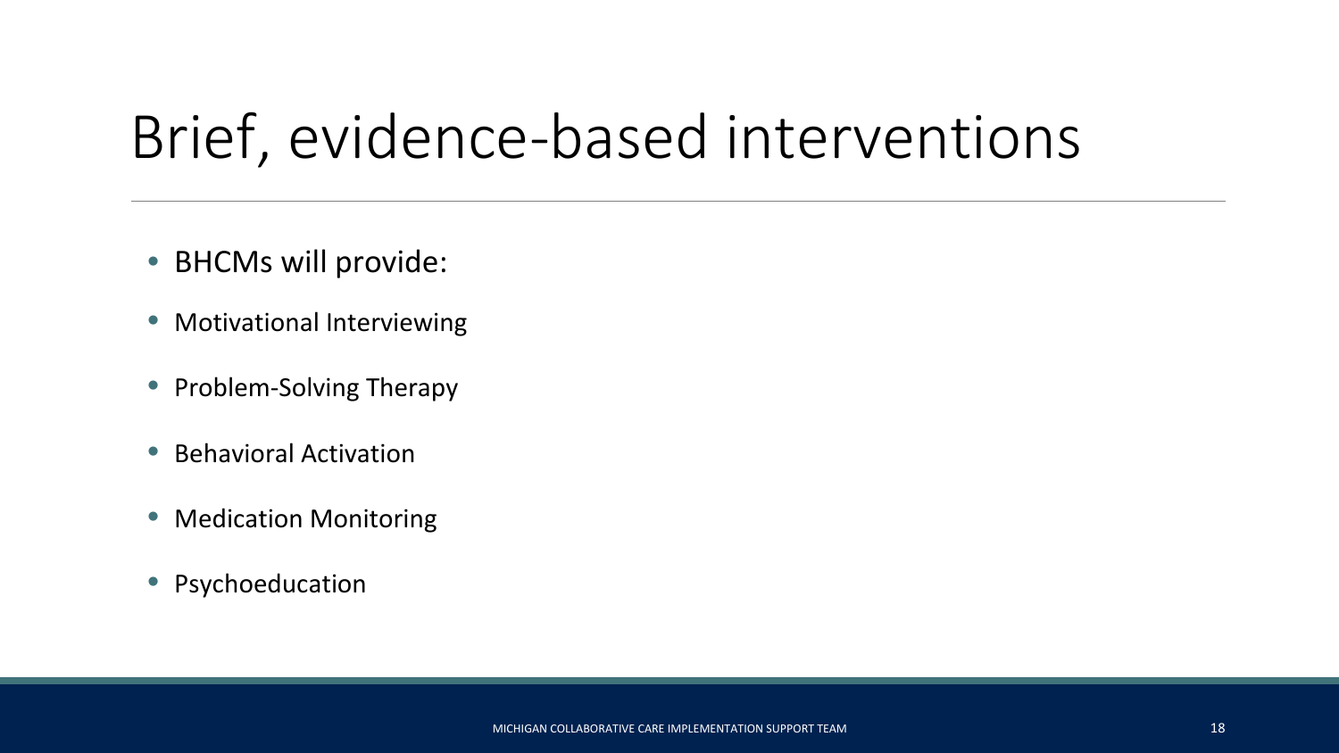# Brief, evidence-based interventions

- BHCMs will provide:
- Motivational Interviewing
- Problem-Solving Therapy
- Behavioral Activation
- Medication Monitoring
- Psychoeducation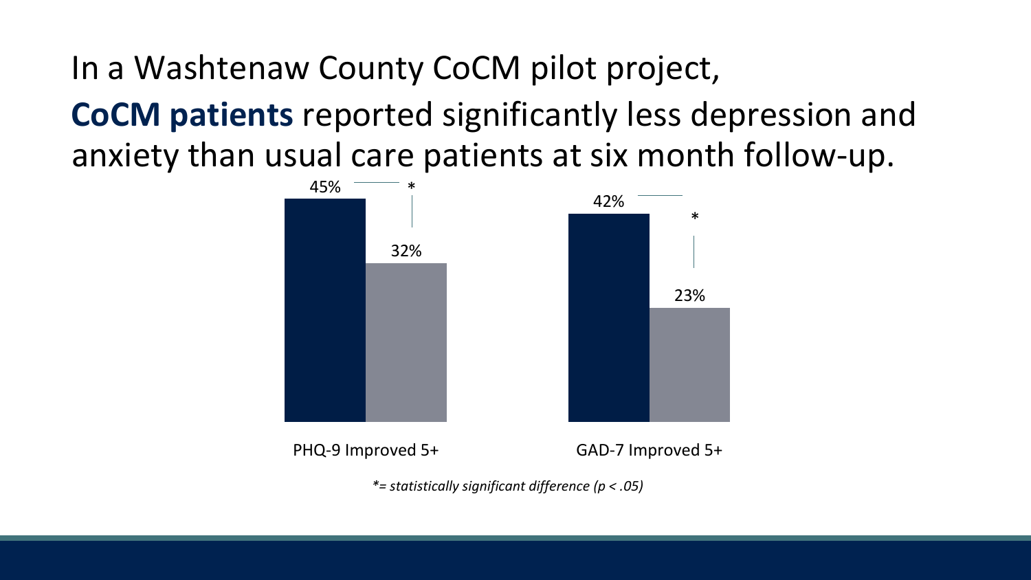# In a Washtenaw County CoCM pilot project, **CoCM patients** reported significantly less depression and anxiety than usual care patients at six month follow-up.

| | CoCM patients | Usual care patients | |
|---|---|---|---|
| PHQ-9 Improved 5+ | 45% | 32% | * |
| GAD-7 Improved 5+ | 42% | 23% | * |

*\*= statistically significant difference ($p < .05$)*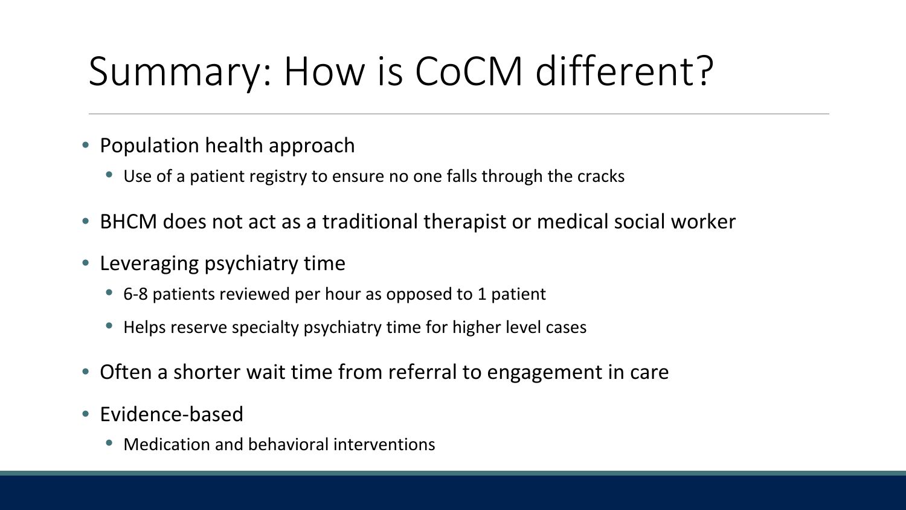# Summary: How is CoCM different?

- Population health approach
  - Use of a patient registry to ensure no one falls through the cracks
- BHCM does not act as a traditional therapist or medical social worker
- Leveraging psychiatry time
  - 6-8 patients reviewed per hour as opposed to 1 patient
  - Helps reserve specialty psychiatry time for higher level cases
- Often a shorter wait time from referral to engagement in care
- Evidence-based
  - Medication and behavioral interventions